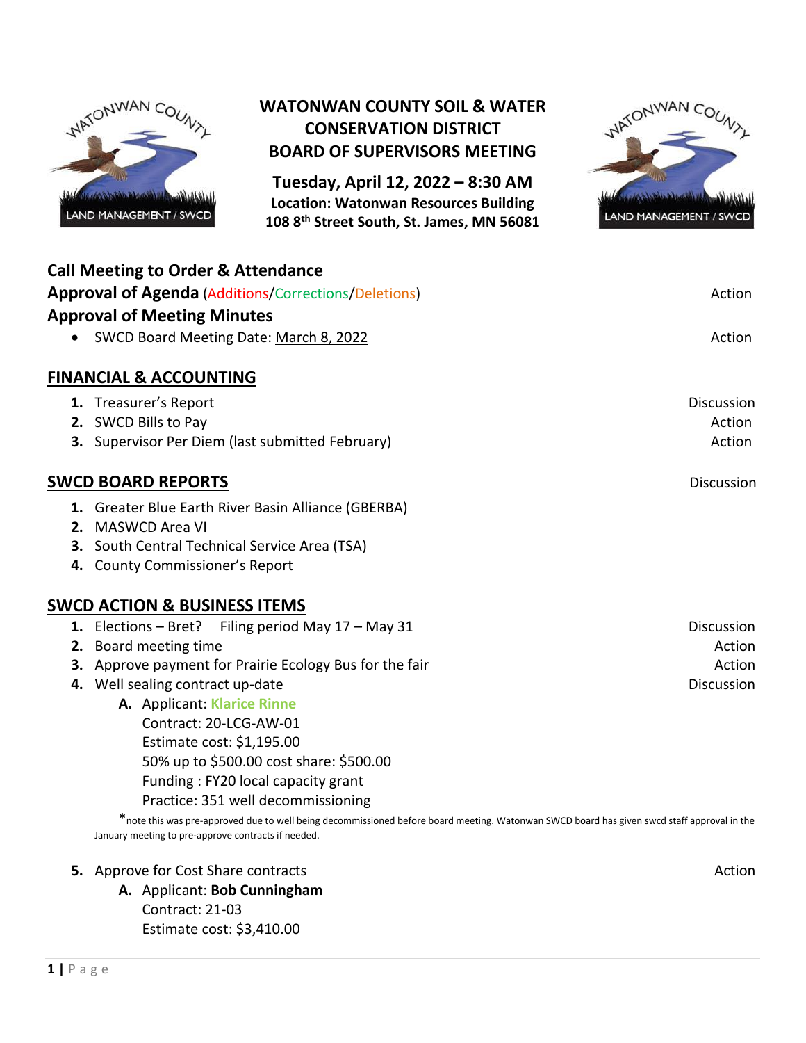# WATONWAN COUNTY SOIL & WATER CONSERVATION DISTRICT BOARD OF SUPERVISORS MEETING

**Tuesday, April 12, 2022 – 8:30 AM**
**Location: Watonwan Resources Building**
**108 8th Street South, St. James, MN 56081**

**Call Meeting to Order & Attendance**

**Approval of Agenda** (Additions/Corrections/Deletions) — Action

**Approval of Meeting Minutes**

- SWCD Board Meeting Date: March 8, 2022 — Action

## FINANCIAL & ACCOUNTING

1. Treasurer's Report — Discussion
2. SWCD Bills to Pay — Action
3. Supervisor Per Diem (last submitted February) — Action

## SWCD BOARD REPORTS — Discussion

1. Greater Blue Earth River Basin Alliance (GBERBA)
2. MASWCD Area VI
3. South Central Technical Service Area (TSA)
4. County Commissioner's Report

## SWCD ACTION & BUSINESS ITEMS

1. Elections – Bret? Filing period May 17 – May 31 — Discussion
2. Board meeting time — Action
3. Approve payment for Prairie Ecology Bus for the fair — Action
4. Well sealing contract up-date — Discussion
   - A. Applicant: **Klarice Rinne**
     Contract: 20-LCG-AW-01
     Estimate cost: $1,195.00
     50% up to $500.00 cost share: $500.00
     Funding : FY20 local capacity grant
     Practice: 351 well decommissioning

   *note this was pre-approved due to well being decommissioned before board meeting. Watonwan SWCD board has given swcd staff approval in the January meeting to pre-approve contracts if needed.

5. Approve for Cost Share contracts — Action
   - A. Applicant: **Bob Cunningham**
     Contract: 21-03
     Estimate cost: $3,410.00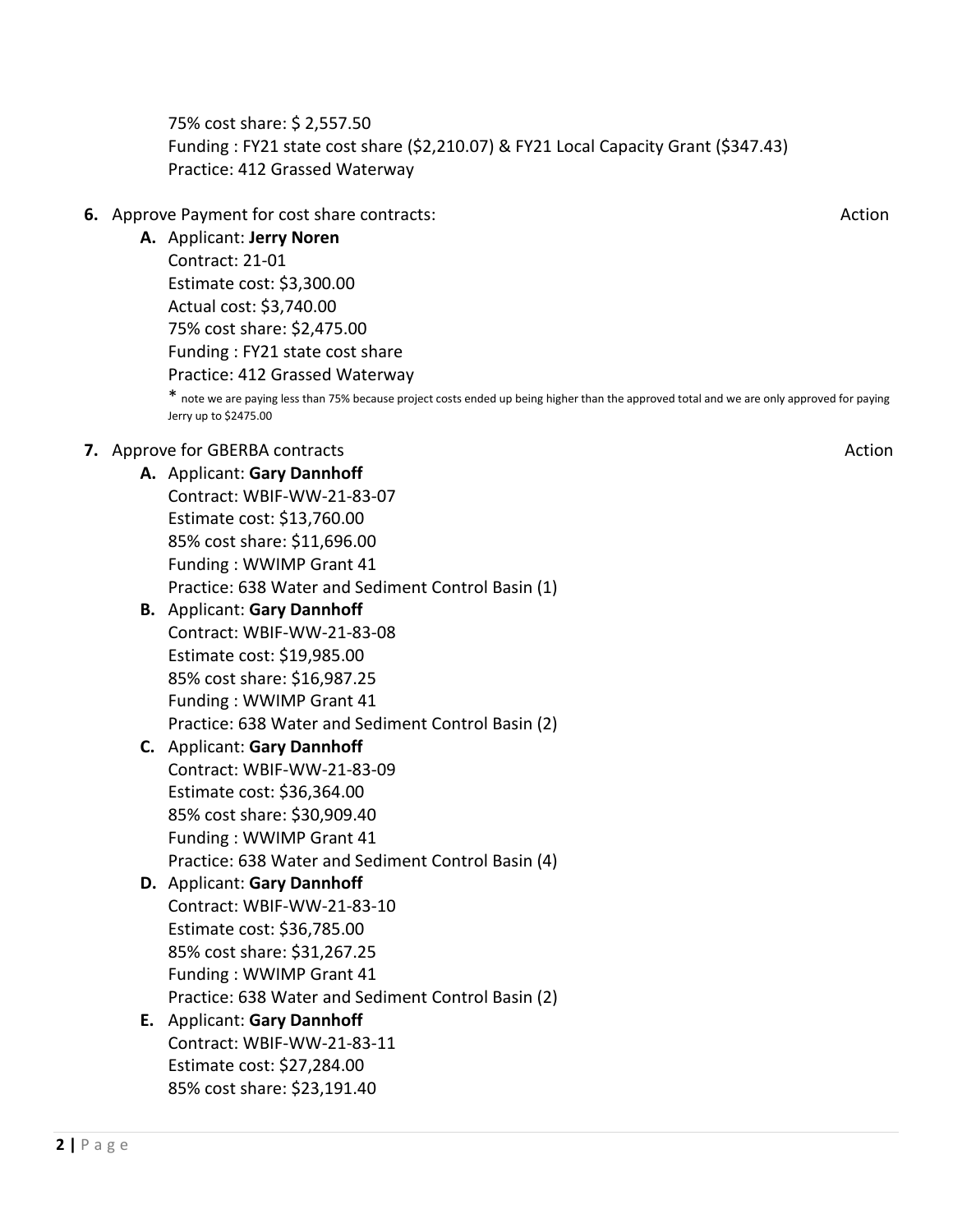75% cost share: $ 2,557.50
Funding : FY21 state cost share ($2,210.07) & FY21 Local Capacity Grant ($347.43)
Practice: 412 Grassed Waterway

6. Approve Payment for cost share contracts: Action

   A. Applicant: **Jerry Noren**
      Contract: 21-01
      Estimate cost: $3,300.00
      Actual cost: $3,740.00
      75% cost share: $2,475.00
      Funding : FY21 state cost share
      Practice: 412 Grassed Waterway
      * note we are paying less than 75% because project costs ended up being higher than the approved total and we are only approved for paying Jerry up to $2475.00

7. Approve for GBERBA contracts Action

   A. Applicant: **Gary Dannhoff**
      Contract: WBIF-WW-21-83-07
      Estimate cost: $13,760.00
      85% cost share: $11,696.00
      Funding : WWIMP Grant 41
      Practice: 638 Water and Sediment Control Basin (1)

   B. Applicant: **Gary Dannhoff**
      Contract: WBIF-WW-21-83-08
      Estimate cost: $19,985.00
      85% cost share: $16,987.25
      Funding : WWIMP Grant 41
      Practice: 638 Water and Sediment Control Basin (2)

   C. Applicant: **Gary Dannhoff**
      Contract: WBIF-WW-21-83-09
      Estimate cost: $36,364.00
      85% cost share: $30,909.40
      Funding : WWIMP Grant 41
      Practice: 638 Water and Sediment Control Basin (4)

   D. Applicant: **Gary Dannhoff**
      Contract: WBIF-WW-21-83-10
      Estimate cost: $36,785.00
      85% cost share: $31,267.25
      Funding : WWIMP Grant 41
      Practice: 638 Water and Sediment Control Basin (2)

   E. Applicant: **Gary Dannhoff**
      Contract: WBIF-WW-21-83-11
      Estimate cost: $27,284.00
      85% cost share: $23,191.40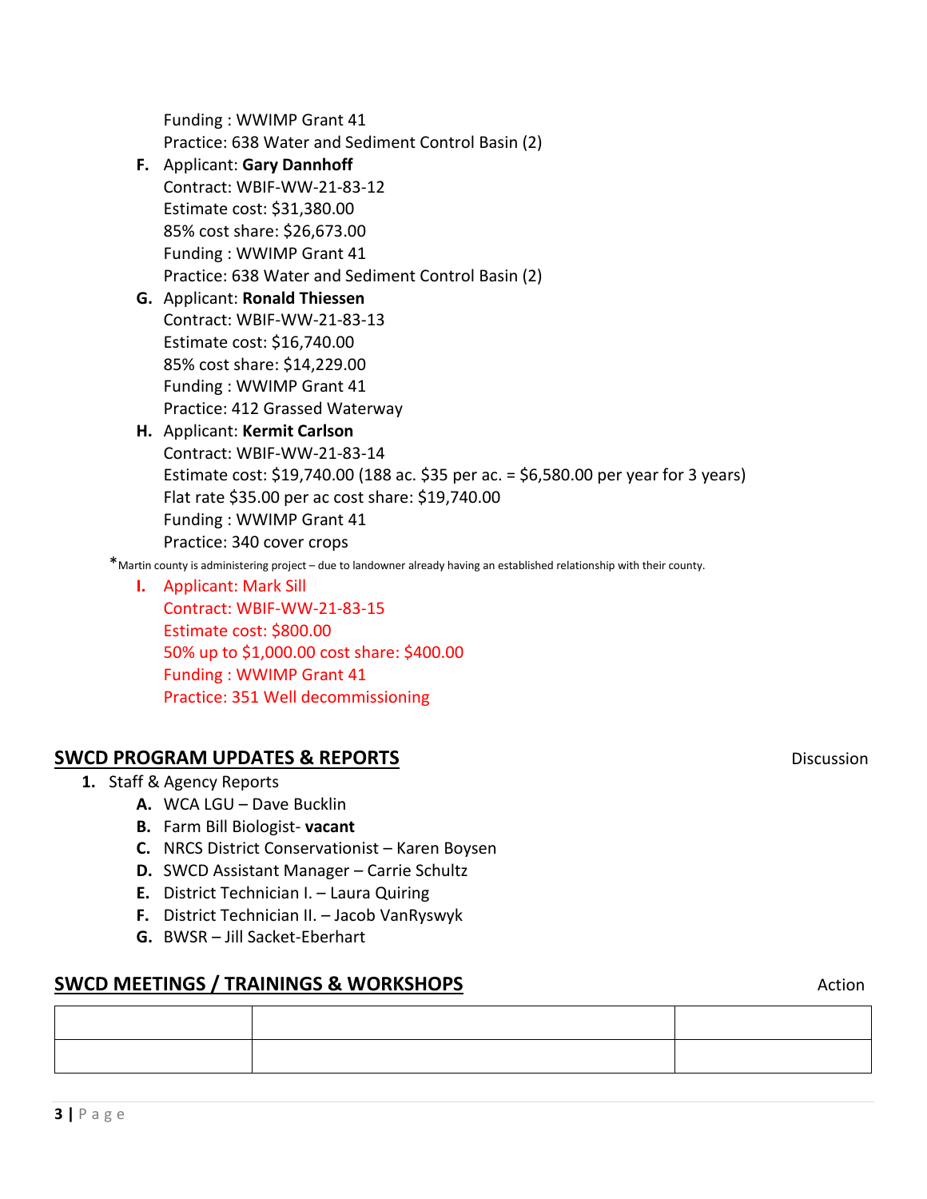Funding : WWIMP Grant 41
Practice: 638 Water and Sediment Control Basin (2)

F. Applicant: **Gary Dannhoff**
Contract: WBIF-WW-21-83-12
Estimate cost: $31,380.00
85% cost share: $26,673.00
Funding : WWIMP Grant 41
Practice: 638 Water and Sediment Control Basin (2)

G. Applicant: **Ronald Thiessen**
Contract: WBIF-WW-21-83-13
Estimate cost: $16,740.00
85% cost share: $14,229.00
Funding : WWIMP Grant 41
Practice: 412 Grassed Waterway

H. Applicant: **Kermit Carlson**
Contract: WBIF-WW-21-83-14
Estimate cost: $19,740.00 (188 ac. $35 per ac. = $6,580.00 per year for 3 years)
Flat rate $35.00 per ac cost share: $19,740.00
Funding : WWIMP Grant 41
Practice: 340 cover crops

*Martin county is administering project – due to landowner already having an established relationship with their county.

I. Applicant: Mark Sill
Contract: WBIF-WW-21-83-15
Estimate cost: $800.00
50% up to $1,000.00 cost share: $400.00
Funding : WWIMP Grant 41
Practice: 351 Well decommissioning

## SWCD PROGRAM UPDATES & REPORTS

Discussion

1. Staff & Agency Reports
   A. WCA LGU – Dave Bucklin
   B. Farm Bill Biologist- **vacant**
   C. NRCS District Conservationist – Karen Boysen
   D. SWCD Assistant Manager – Carrie Schultz
   E. District Technician I. – Laura Quiring
   F. District Technician II. – Jacob VanRyswyk
   G. BWSR – Jill Sacket-Eberhart

## SWCD MEETINGS / TRAININGS & WORKSHOPS

Action

| | | |
|---|---|---|
| | | |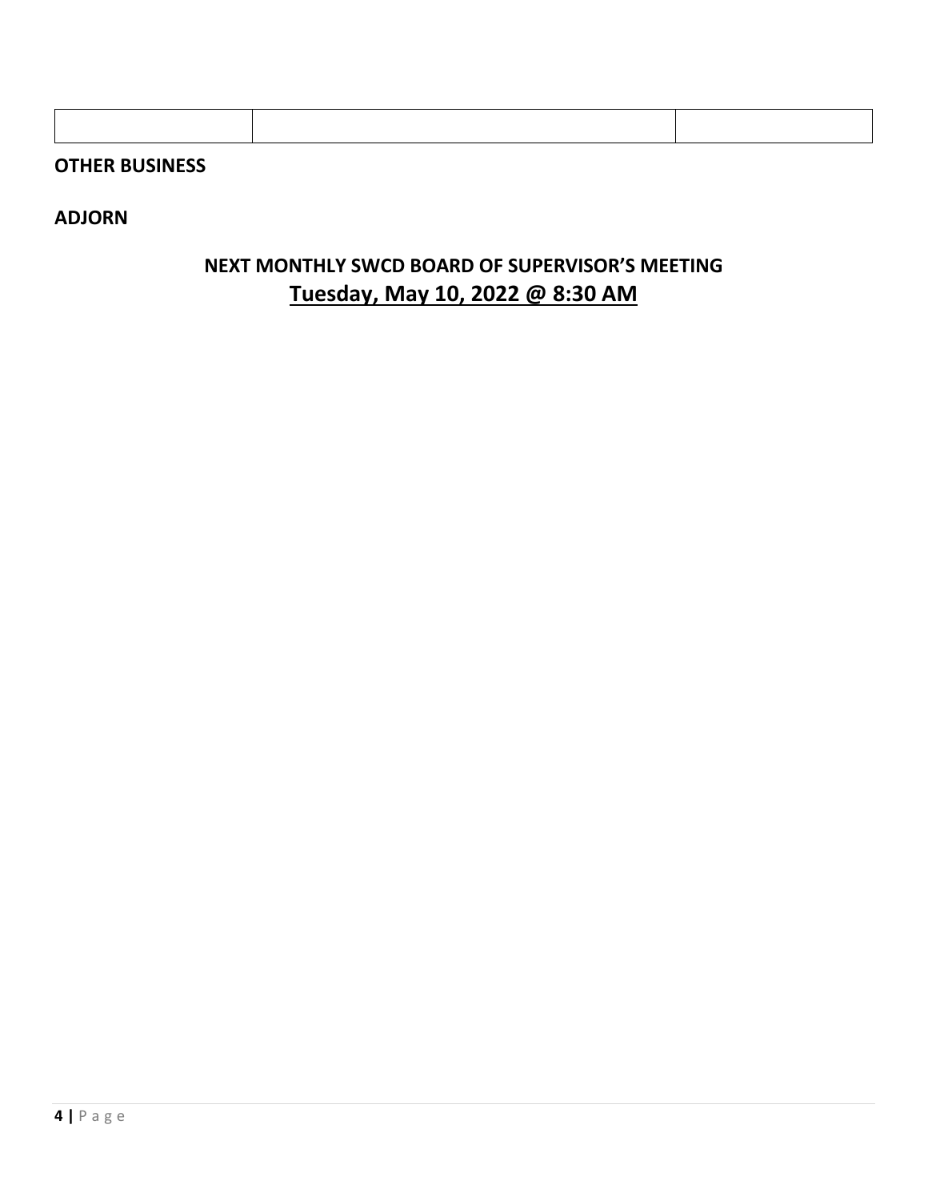| | | |
|---|---|---|
| | | |

**OTHER BUSINESS**

**ADJORN**

## NEXT MONTHLY SWCD BOARD OF SUPERVISOR'S MEETING

## Tuesday, May 10, 2022 @ 8:30 AM